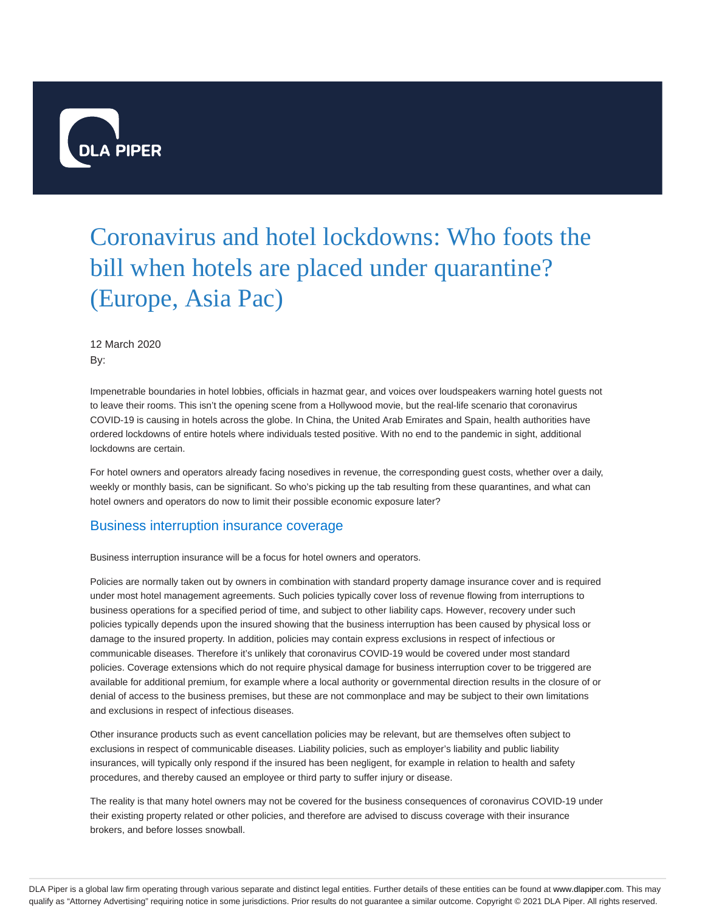# Coronavirus and hotel lockdowns: Who foots the bill when hotels are placed under quarantine? (Europe, Asia Pac)

12 March 2020

By:

Impenetrable boundaries in hotel lobbies, officials in hazmat gear, and voices over loudspeakers warning hotel guests not to leave their rooms. This isn't the opening scene from a Hollywood movie, but the real-life scenario that coronavirus COVID-19 is causing in hotels across the globe. In China, the United Arab Emirates and Spain, health authorities have ordered lockdowns of entire hotels where individuals tested positive. With no end to the pandemic in sight, additional lockdowns are certain.

For hotel owners and operators already facing nosedives in revenue, the corresponding guest costs, whether over a daily, weekly or monthly basis, can be significant. So who's picking up the tab resulting from these quarantines, and what can hotel owners and operators do now to limit their possible economic exposure later?

## Business interruption insurance coverage

Business interruption insurance will be a focus for hotel owners and operators.

Policies are normally taken out by owners in combination with standard property damage insurance cover and is required under most hotel management agreements. Such policies typically cover loss of revenue flowing from interruptions to business operations for a specified period of time, and subject to other liability caps. However, recovery under such policies typically depends upon the insured showing that the business interruption has been caused by physical loss or damage to the insured property. In addition, policies may contain express exclusions in respect of infectious or communicable diseases. Therefore it's unlikely that coronavirus COVID-19 would be covered under most standard policies. Coverage extensions which do not require physical damage for business interruption cover to be triggered are available for additional premium, for example where a local authority or governmental direction results in the closure of or denial of access to the business premises, but these are not commonplace and may be subject to their own limitations and exclusions in respect of infectious diseases.

Other insurance products such as event cancellation policies may be relevant, but are themselves often subject to exclusions in respect of communicable diseases. Liability policies, such as employer's liability and public liability insurances, will typically only respond if the insured has been negligent, for example in relation to health and safety procedures, and thereby caused an employee or third party to suffer injury or disease.

The reality is that many hotel owners may not be covered for the business consequences of coronavirus COVID-19 under their existing property related or other policies, and therefore are advised to discuss coverage with their insurance brokers, and before losses snowball.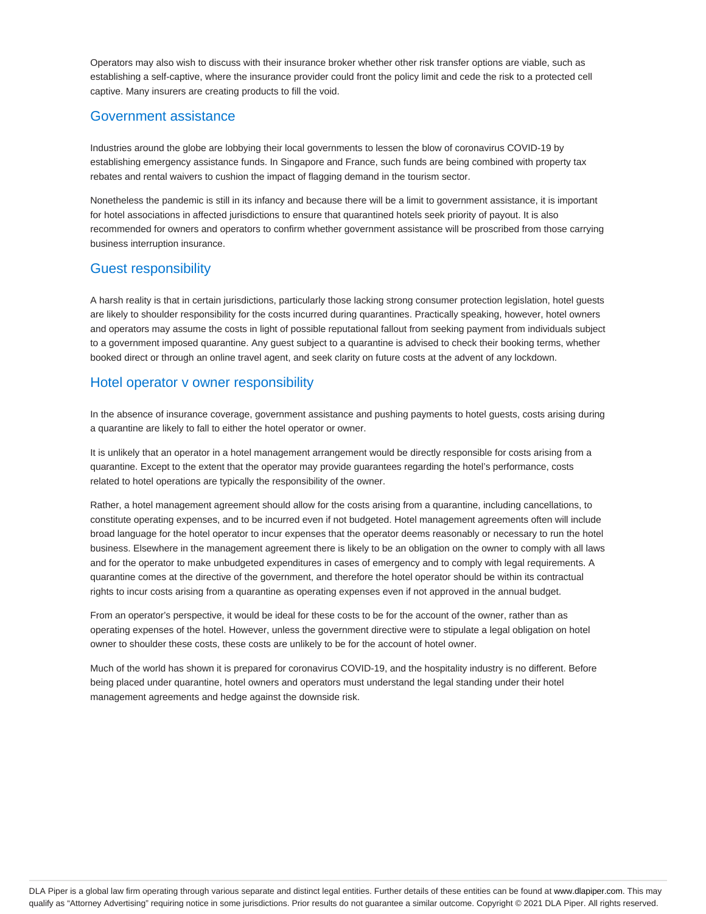Operators may also wish to discuss with their insurance broker whether other risk transfer options are viable, such as establishing a self-captive, where the insurance provider could front the policy limit and cede the risk to a protected cell captive. Many insurers are creating products to fill the void.

## Government assistance

Industries around the globe are lobbying their local governments to lessen the blow of coronavirus COVID-19 by establishing emergency assistance funds. In Singapore and France, such funds are being combined with property tax rebates and rental waivers to cushion the impact of flagging demand in the tourism sector.

Nonetheless the pandemic is still in its infancy and because there will be a limit to government assistance, it is important for hotel associations in affected jurisdictions to ensure that quarantined hotels seek priority of payout. It is also recommended for owners and operators to confirm whether government assistance will be proscribed from those carrying business interruption insurance.

## Guest responsibility

A harsh reality is that in certain jurisdictions, particularly those lacking strong consumer protection legislation, hotel guests are likely to shoulder responsibility for the costs incurred during quarantines. Practically speaking, however, hotel owners and operators may assume the costs in light of possible reputational fallout from seeking payment from individuals subject to a government imposed quarantine. Any guest subject to a quarantine is advised to check their booking terms, whether booked direct or through an online travel agent, and seek clarity on future costs at the advent of any lockdown.

## Hotel operator v owner responsibility

In the absence of insurance coverage, government assistance and pushing payments to hotel guests, costs arising during a quarantine are likely to fall to either the hotel operator or owner.

It is unlikely that an operator in a hotel management arrangement would be directly responsible for costs arising from a quarantine. Except to the extent that the operator may provide guarantees regarding the hotel's performance, costs related to hotel operations are typically the responsibility of the owner.

Rather, a hotel management agreement should allow for the costs arising from a quarantine, including cancellations, to constitute operating expenses, and to be incurred even if not budgeted. Hotel management agreements often will include broad language for the hotel operator to incur expenses that the operator deems reasonably or necessary to run the hotel business. Elsewhere in the management agreement there is likely to be an obligation on the owner to comply with all laws and for the operator to make unbudgeted expenditures in cases of emergency and to comply with legal requirements. A quarantine comes at the directive of the government, and therefore the hotel operator should be within its contractual rights to incur costs arising from a quarantine as operating expenses even if not approved in the annual budget.

From an operator's perspective, it would be ideal for these costs to be for the account of the owner, rather than as operating expenses of the hotel. However, unless the government directive were to stipulate a legal obligation on hotel owner to shoulder these costs, these costs are unlikely to be for the account of hotel owner.

Much of the world has shown it is prepared for coronavirus COVID-19, and the hospitality industry is no different. Before being placed under quarantine, hotel owners and operators must understand the legal standing under their hotel management agreements and hedge against the downside risk.

DLA Piper is a global law firm operating through various separate and distinct legal entities. Further details of these entities can be found at www.dlapiper.com. This may qualify as "Attorney Advertising" requiring notice in some jurisdictions. Prior results do not guarantee a similar outcome. Copyright © 2021 DLA Piper. All rights reserved.